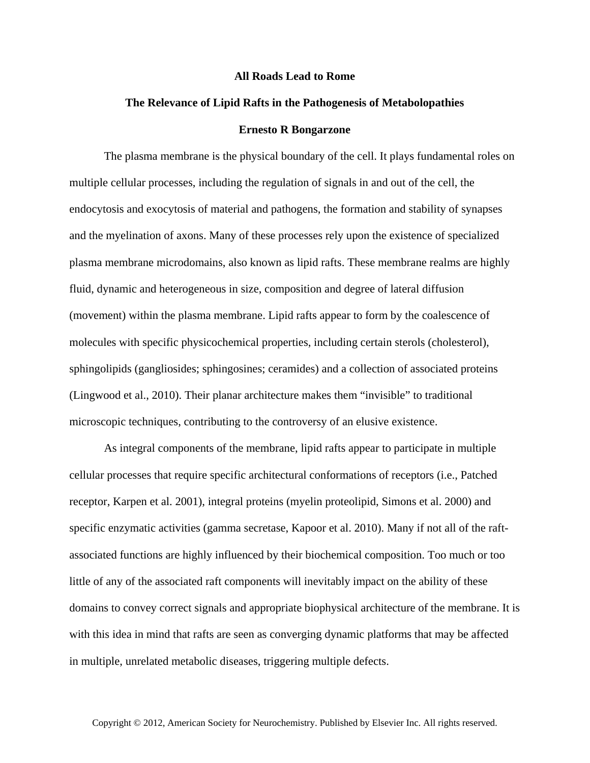# All Roads Lead to Rome

## The Relevance of Lipid Rafts in the Pathogenesis of Metabolopathies

**Ernesto R Bongarzone**

The plasma membrane is the physical boundary of the cell. It plays fundamental roles on multiple cellular processes, including the regulation of signals in and out of the cell, the endocytosis and exocytosis of material and pathogens, the formation and stability of synapses and the myelination of axons. Many of these processes rely upon the existence of specialized plasma membrane microdomains, also known as lipid rafts. These membrane realms are highly fluid, dynamic and heterogeneous in size, composition and degree of lateral diffusion (movement) within the plasma membrane. Lipid rafts appear to form by the coalescence of molecules with specific physicochemical properties, including certain sterols (cholesterol), sphingolipids (gangliosides; sphingosines; ceramides) and a collection of associated proteins (Lingwood et al., 2010). Their planar architecture makes them "invisible" to traditional microscopic techniques, contributing to the controversy of an elusive existence.

As integral components of the membrane, lipid rafts appear to participate in multiple cellular processes that require specific architectural conformations of receptors (i.e., Patched receptor, Karpen et al. 2001), integral proteins (myelin proteolipid, Simons et al. 2000) and specific enzymatic activities (gamma secretase, Kapoor et al. 2010). Many if not all of the raft-associated functions are highly influenced by their biochemical composition. Too much or too little of any of the associated raft components will inevitably impact on the ability of these domains to convey correct signals and appropriate biophysical architecture of the membrane. It is with this idea in mind that rafts are seen as converging dynamic platforms that may be affected in multiple, unrelated metabolic diseases, triggering multiple defects.

Copyright © 2012, American Society for Neurochemistry. Published by Elsevier Inc. All rights reserved.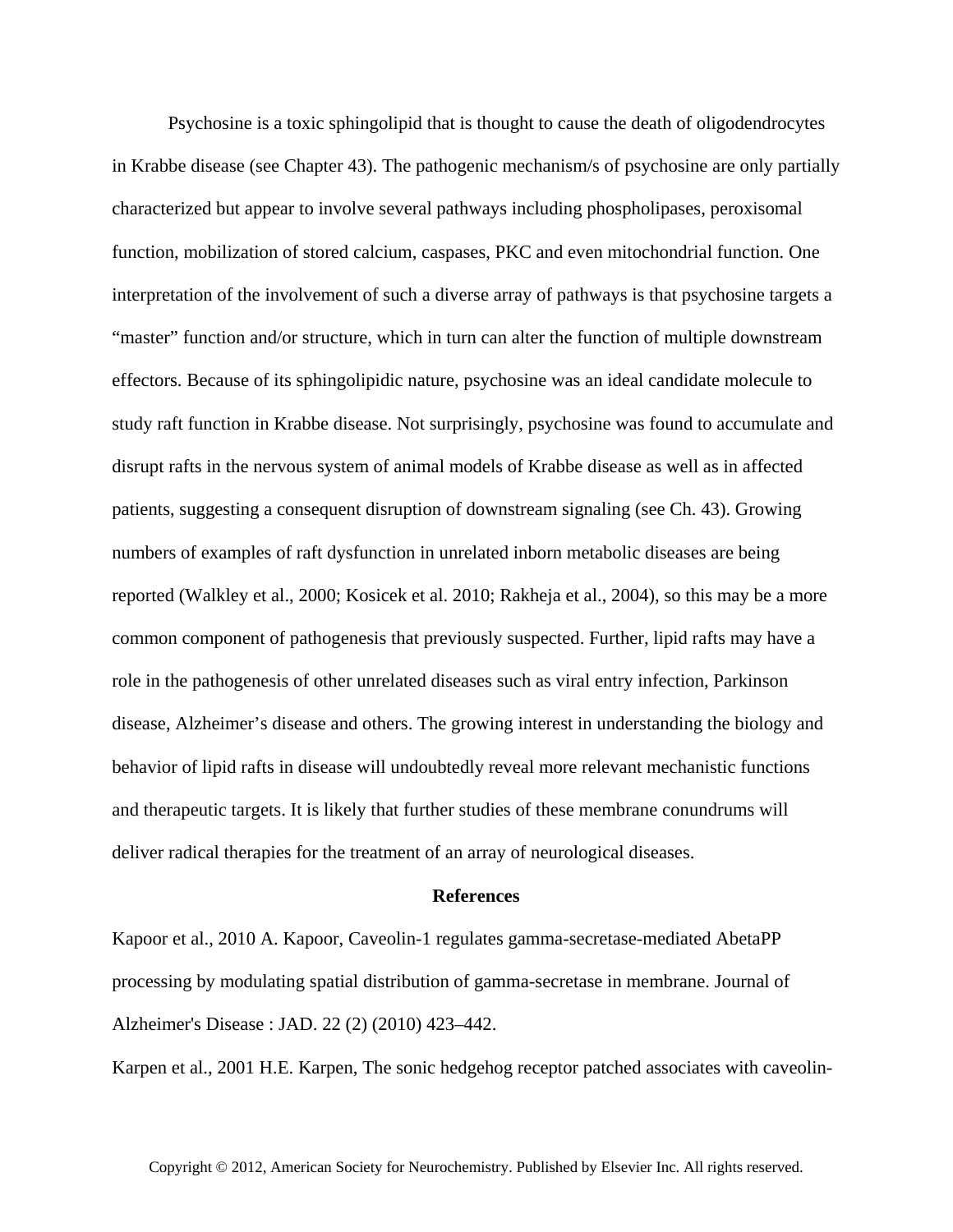Psychosine is a toxic sphingolipid that is thought to cause the death of oligodendrocytes in Krabbe disease (see Chapter 43). The pathogenic mechanism/s of psychosine are only partially characterized but appear to involve several pathways including phospholipases, peroxisomal function, mobilization of stored calcium, caspases, PKC and even mitochondrial function. One interpretation of the involvement of such a diverse array of pathways is that psychosine targets a "master" function and/or structure, which in turn can alter the function of multiple downstream effectors. Because of its sphingolipidic nature, psychosine was an ideal candidate molecule to study raft function in Krabbe disease. Not surprisingly, psychosine was found to accumulate and disrupt rafts in the nervous system of animal models of Krabbe disease as well as in affected patients, suggesting a consequent disruption of downstream signaling (see Ch. 43). Growing numbers of examples of raft dysfunction in unrelated inborn metabolic diseases are being reported (Walkley et al., 2000; Kosicek et al. 2010; Rakheja et al., 2004), so this may be a more common component of pathogenesis that previously suspected. Further, lipid rafts may have a role in the pathogenesis of other unrelated diseases such as viral entry infection, Parkinson disease, Alzheimer's disease and others. The growing interest in understanding the biology and behavior of lipid rafts in disease will undoubtedly reveal more relevant mechanistic functions and therapeutic targets. It is likely that further studies of these membrane conundrums will deliver radical therapies for the treatment of an array of neurological diseases.

## References

Kapoor et al., 2010 A. Kapoor, Caveolin-1 regulates gamma-secretase-mediated AbetaPP processing by modulating spatial distribution of gamma-secretase in membrane. Journal of Alzheimer's Disease : JAD. 22 (2) (2010) 423–442.

Karpen et al., 2001 H.E. Karpen, The sonic hedgehog receptor patched associates with caveolin-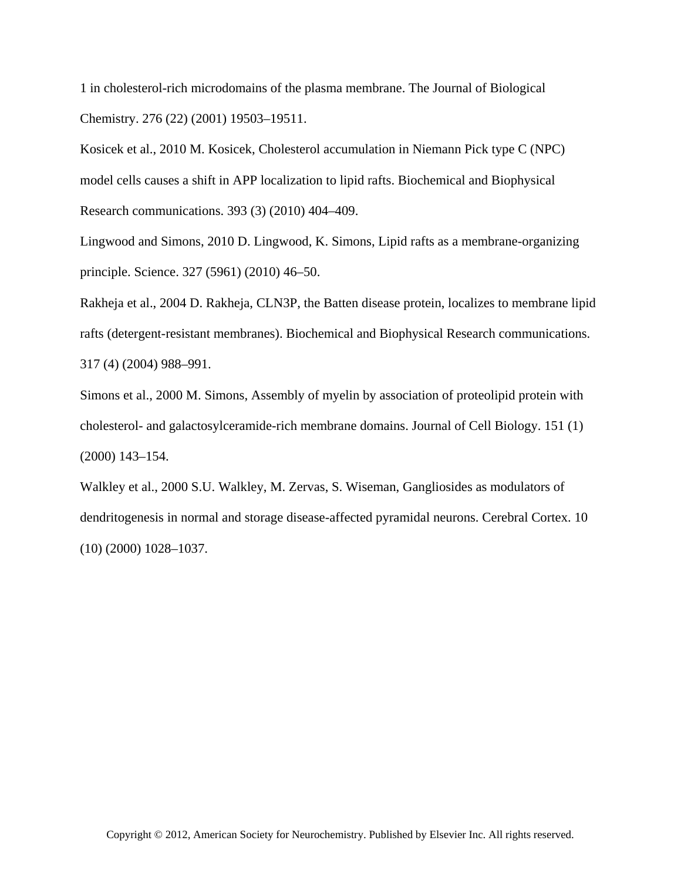1 in cholesterol-rich microdomains of the plasma membrane. The Journal of Biological Chemistry. 276 (22) (2001) 19503–19511.

Kosicek et al., 2010 M. Kosicek, Cholesterol accumulation in Niemann Pick type C (NPC) model cells causes a shift in APP localization to lipid rafts. Biochemical and Biophysical Research communications. 393 (3) (2010) 404–409.

Lingwood and Simons, 2010 D. Lingwood, K. Simons, Lipid rafts as a membrane-organizing principle. Science. 327 (5961) (2010) 46–50.

Rakheja et al., 2004 D. Rakheja, CLN3P, the Batten disease protein, localizes to membrane lipid rafts (detergent-resistant membranes). Biochemical and Biophysical Research communications. 317 (4) (2004) 988–991.

Simons et al., 2000 M. Simons, Assembly of myelin by association of proteolipid protein with cholesterol- and galactosylceramide-rich membrane domains. Journal of Cell Biology. 151 (1) (2000) 143–154.

Walkley et al., 2000 S.U. Walkley, M. Zervas, S. Wiseman, Gangliosides as modulators of dendritogenesis in normal and storage disease-affected pyramidal neurons. Cerebral Cortex. 10 (10) (2000) 1028–1037.

Copyright © 2012, American Society for Neurochemistry. Published by Elsevier Inc. All rights reserved.